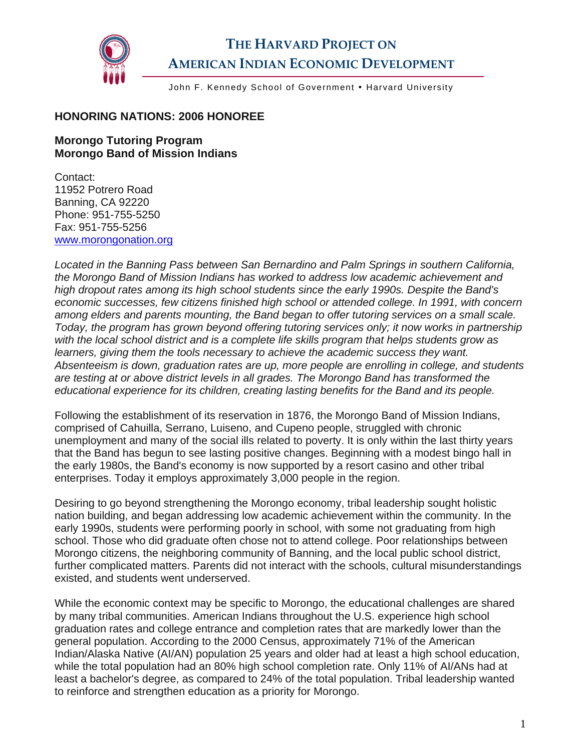# THE HARVARD PROJECT ON AMERICAN INDIAN ECONOMIC DEVELOPMENT

John F. Kennedy School of Government • Harvard University

**HONORING NATIONS: 2006 HONOREE**

**Morongo Tutoring Program**
**Morongo Band of Mission Indians**

Contact:
11952 Potrero Road
Banning, CA 92220
Phone: 951-755-5250
Fax: 951-755-5256
[www.morongonation.org](http://www.morongonation.org)

*Located in the Banning Pass between San Bernardino and Palm Springs in southern California, the Morongo Band of Mission Indians has worked to address low academic achievement and high dropout rates among its high school students since the early 1990s. Despite the Band's economic successes, few citizens finished high school or attended college. In 1991, with concern among elders and parents mounting, the Band began to offer tutoring services on a small scale. Today, the program has grown beyond offering tutoring services only; it now works in partnership with the local school district and is a complete life skills program that helps students grow as learners, giving them the tools necessary to achieve the academic success they want. Absenteeism is down, graduation rates are up, more people are enrolling in college, and students are testing at or above district levels in all grades. The Morongo Band has transformed the educational experience for its children, creating lasting benefits for the Band and its people.*

Following the establishment of its reservation in 1876, the Morongo Band of Mission Indians, comprised of Cahuilla, Serrano, Luiseno, and Cupeno people, struggled with chronic unemployment and many of the social ills related to poverty. It is only within the last thirty years that the Band has begun to see lasting positive changes. Beginning with a modest bingo hall in the early 1980s, the Band's economy is now supported by a resort casino and other tribal enterprises. Today it employs approximately 3,000 people in the region.

Desiring to go beyond strengthening the Morongo economy, tribal leadership sought holistic nation building, and began addressing low academic achievement within the community. In the early 1990s, students were performing poorly in school, with some not graduating from high school. Those who did graduate often chose not to attend college. Poor relationships between Morongo citizens, the neighboring community of Banning, and the local public school district, further complicated matters. Parents did not interact with the schools, cultural misunderstandings existed, and students went underserved.

While the economic context may be specific to Morongo, the educational challenges are shared by many tribal communities. American Indians throughout the U.S. experience high school graduation rates and college entrance and completion rates that are markedly lower than the general population. According to the 2000 Census, approximately 71% of the American Indian/Alaska Native (AI/AN) population 25 years and older had at least a high school education, while the total population had an 80% high school completion rate. Only 11% of AI/ANs had at least a bachelor's degree, as compared to 24% of the total population. Tribal leadership wanted to reinforce and strengthen education as a priority for Morongo.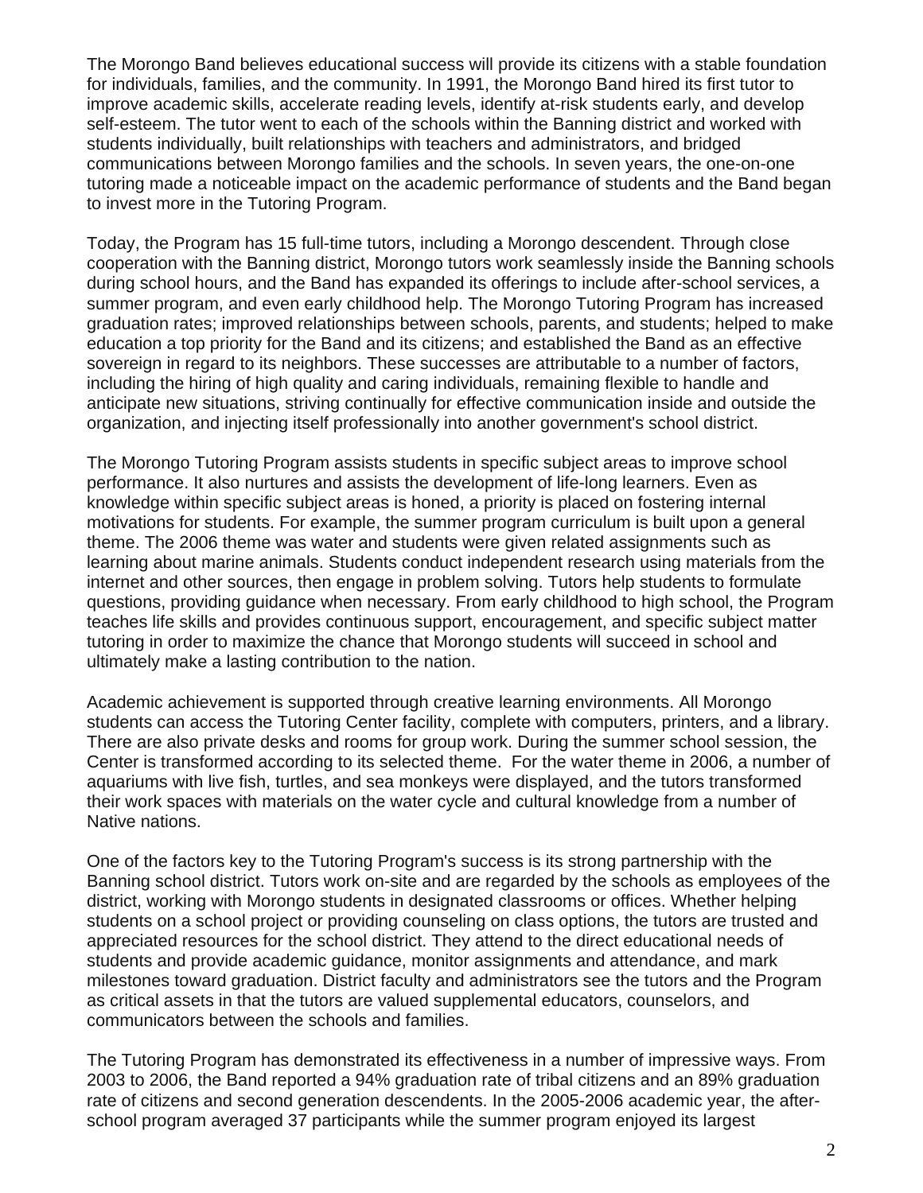The Morongo Band believes educational success will provide its citizens with a stable foundation for individuals, families, and the community. In 1991, the Morongo Band hired its first tutor to improve academic skills, accelerate reading levels, identify at-risk students early, and develop self-esteem. The tutor went to each of the schools within the Banning district and worked with students individually, built relationships with teachers and administrators, and bridged communications between Morongo families and the schools. In seven years, the one-on-one tutoring made a noticeable impact on the academic performance of students and the Band began to invest more in the Tutoring Program.

Today, the Program has 15 full-time tutors, including a Morongo descendent. Through close cooperation with the Banning district, Morongo tutors work seamlessly inside the Banning schools during school hours, and the Band has expanded its offerings to include after-school services, a summer program, and even early childhood help. The Morongo Tutoring Program has increased graduation rates; improved relationships between schools, parents, and students; helped to make education a top priority for the Band and its citizens; and established the Band as an effective sovereign in regard to its neighbors. These successes are attributable to a number of factors, including the hiring of high quality and caring individuals, remaining flexible to handle and anticipate new situations, striving continually for effective communication inside and outside the organization, and injecting itself professionally into another government's school district.

The Morongo Tutoring Program assists students in specific subject areas to improve school performance. It also nurtures and assists the development of life-long learners. Even as knowledge within specific subject areas is honed, a priority is placed on fostering internal motivations for students. For example, the summer program curriculum is built upon a general theme. The 2006 theme was water and students were given related assignments such as learning about marine animals. Students conduct independent research using materials from the internet and other sources, then engage in problem solving. Tutors help students to formulate questions, providing guidance when necessary. From early childhood to high school, the Program teaches life skills and provides continuous support, encouragement, and specific subject matter tutoring in order to maximize the chance that Morongo students will succeed in school and ultimately make a lasting contribution to the nation.

Academic achievement is supported through creative learning environments. All Morongo students can access the Tutoring Center facility, complete with computers, printers, and a library. There are also private desks and rooms for group work. During the summer school session, the Center is transformed according to its selected theme. For the water theme in 2006, a number of aquariums with live fish, turtles, and sea monkeys were displayed, and the tutors transformed their work spaces with materials on the water cycle and cultural knowledge from a number of Native nations.

One of the factors key to the Tutoring Program's success is its strong partnership with the Banning school district. Tutors work on-site and are regarded by the schools as employees of the district, working with Morongo students in designated classrooms or offices. Whether helping students on a school project or providing counseling on class options, the tutors are trusted and appreciated resources for the school district. They attend to the direct educational needs of students and provide academic guidance, monitor assignments and attendance, and mark milestones toward graduation. District faculty and administrators see the tutors and the Program as critical assets in that the tutors are valued supplemental educators, counselors, and communicators between the schools and families.

The Tutoring Program has demonstrated its effectiveness in a number of impressive ways. From 2003 to 2006, the Band reported a 94% graduation rate of tribal citizens and an 89% graduation rate of citizens and second generation descendents. In the 2005-2006 academic year, the after-school program averaged 37 participants while the summer program enjoyed its largest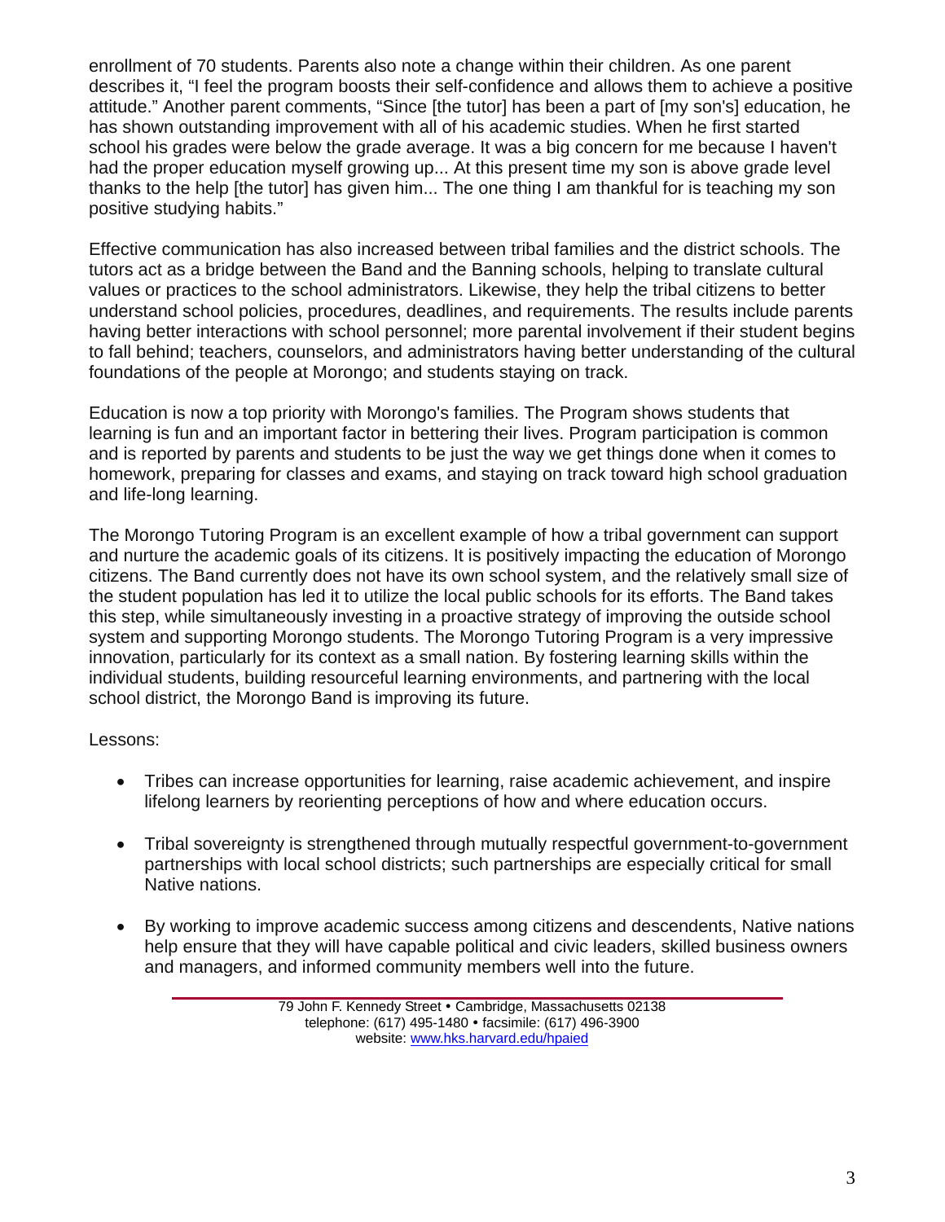enrollment of 70 students. Parents also note a change within their children. As one parent describes it, "I feel the program boosts their self-confidence and allows them to achieve a positive attitude." Another parent comments, "Since [the tutor] has been a part of [my son's] education, he has shown outstanding improvement with all of his academic studies. When he first started school his grades were below the grade average. It was a big concern for me because I haven't had the proper education myself growing up... At this present time my son is above grade level thanks to the help [the tutor] has given him... The one thing I am thankful for is teaching my son positive studying habits."

Effective communication has also increased between tribal families and the district schools. The tutors act as a bridge between the Band and the Banning schools, helping to translate cultural values or practices to the school administrators. Likewise, they help the tribal citizens to better understand school policies, procedures, deadlines, and requirements. The results include parents having better interactions with school personnel; more parental involvement if their student begins to fall behind; teachers, counselors, and administrators having better understanding of the cultural foundations of the people at Morongo; and students staying on track.

Education is now a top priority with Morongo's families. The Program shows students that learning is fun and an important factor in bettering their lives. Program participation is common and is reported by parents and students to be just the way we get things done when it comes to homework, preparing for classes and exams, and staying on track toward high school graduation and life-long learning.

The Morongo Tutoring Program is an excellent example of how a tribal government can support and nurture the academic goals of its citizens. It is positively impacting the education of Morongo citizens. The Band currently does not have its own school system, and the relatively small size of the student population has led it to utilize the local public schools for its efforts. The Band takes this step, while simultaneously investing in a proactive strategy of improving the outside school system and supporting Morongo students. The Morongo Tutoring Program is a very impressive innovation, particularly for its context as a small nation. By fostering learning skills within the individual students, building resourceful learning environments, and partnering with the local school district, the Morongo Band is improving its future.

Lessons:

- Tribes can increase opportunities for learning, raise academic achievement, and inspire lifelong learners by reorienting perceptions of how and where education occurs.

- Tribal sovereignty is strengthened through mutually respectful government-to-government partnerships with local school districts; such partnerships are especially critical for small Native nations.

- By working to improve academic success among citizens and descendents, Native nations help ensure that they will have capable political and civic leaders, skilled business owners and managers, and informed community members well into the future.

79 John F. Kennedy Street • Cambridge, Massachusetts 02138
telephone: (617) 495-1480 • facsimile: (617) 496-3900
website: www.hks.harvard.edu/hpaied